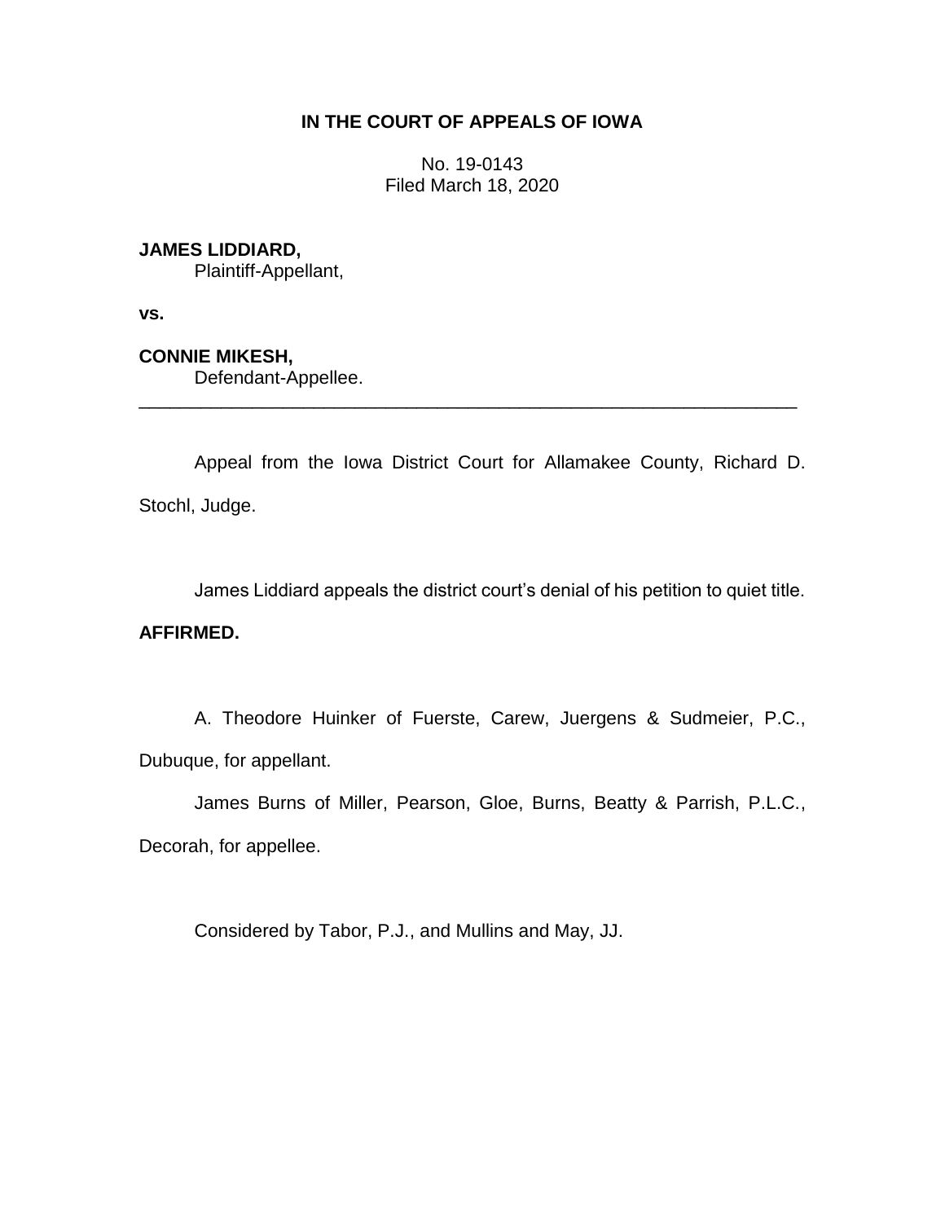**IN THE COURT OF APPEALS OF IOWA**

No. 19-0143
Filed March 18, 2020

**JAMES LIDDIARD,**
Plaintiff-Appellant,

**vs.**

**CONNIE MIKESH,**
Defendant-Appellee.

---

Appeal from the Iowa District Court for Allamakee County, Richard D. Stochl, Judge.

James Liddiard appeals the district court's denial of his petition to quiet title.

**AFFIRMED.**

A. Theodore Huinker of Fuerste, Carew, Juergens & Sudmeier, P.C., Dubuque, for appellant.

James Burns of Miller, Pearson, Gloe, Burns, Beatty & Parrish, P.L.C., Decorah, for appellee.

Considered by Tabor, P.J., and Mullins and May, JJ.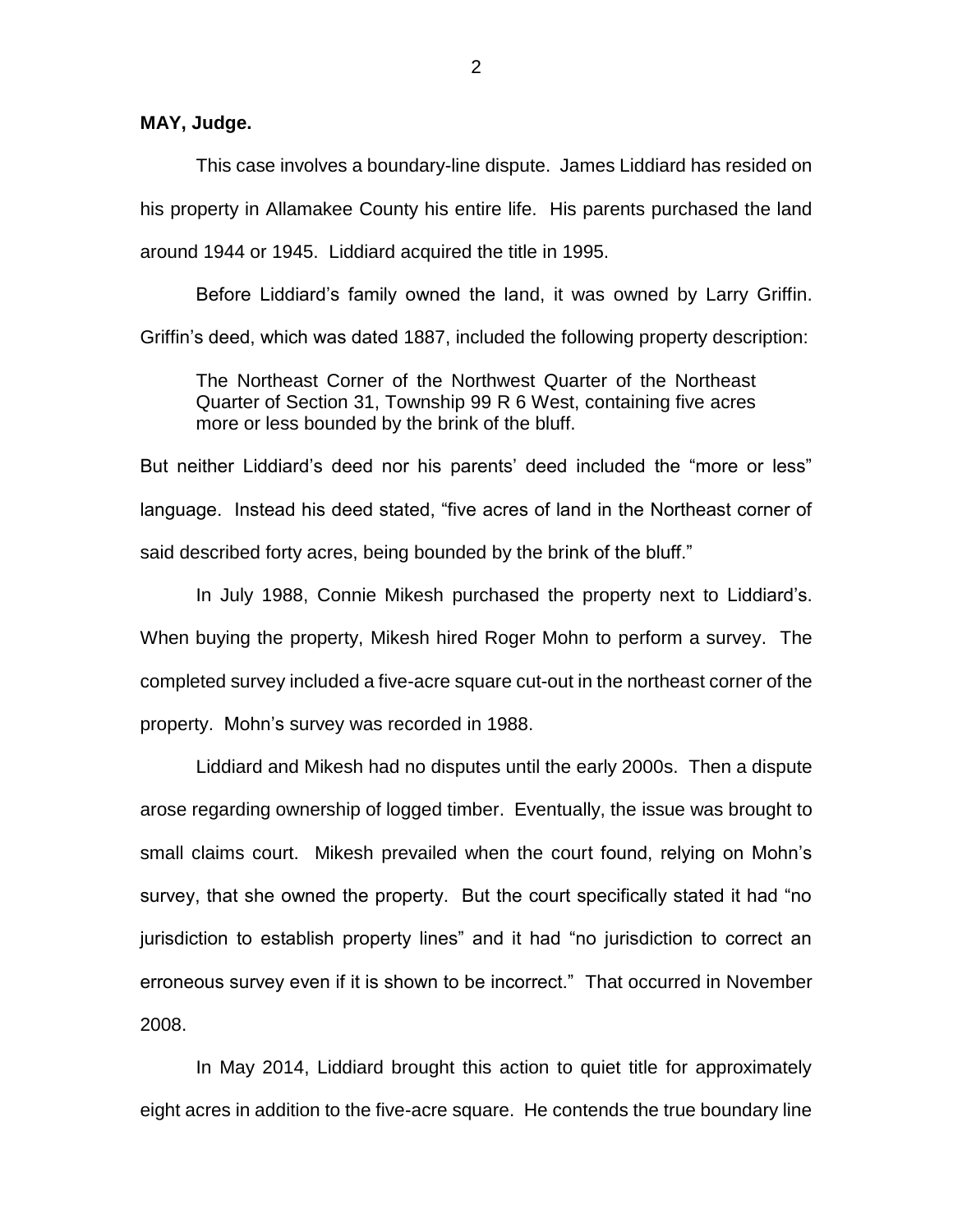**MAY, Judge.**

This case involves a boundary-line dispute. James Liddiard has resided on his property in Allamakee County his entire life. His parents purchased the land around 1944 or 1945. Liddiard acquired the title in 1995.

Before Liddiard's family owned the land, it was owned by Larry Griffin. Griffin's deed, which was dated 1887, included the following property description:

> The Northeast Corner of the Northwest Quarter of the Northeast Quarter of Section 31, Township 99 R 6 West, containing five acres more or less bounded by the brink of the bluff.

But neither Liddiard's deed nor his parents' deed included the "more or less" language. Instead his deed stated, "five acres of land in the Northeast corner of said described forty acres, being bounded by the brink of the bluff."

In July 1988, Connie Mikesh purchased the property next to Liddiard's. When buying the property, Mikesh hired Roger Mohn to perform a survey. The completed survey included a five-acre square cut-out in the northeast corner of the property. Mohn's survey was recorded in 1988.

Liddiard and Mikesh had no disputes until the early 2000s. Then a dispute arose regarding ownership of logged timber. Eventually, the issue was brought to small claims court. Mikesh prevailed when the court found, relying on Mohn's survey, that she owned the property. But the court specifically stated it had "no jurisdiction to establish property lines" and it had "no jurisdiction to correct an erroneous survey even if it is shown to be incorrect." That occurred in November 2008.

In May 2014, Liddiard brought this action to quiet title for approximately eight acres in addition to the five-acre square. He contends the true boundary line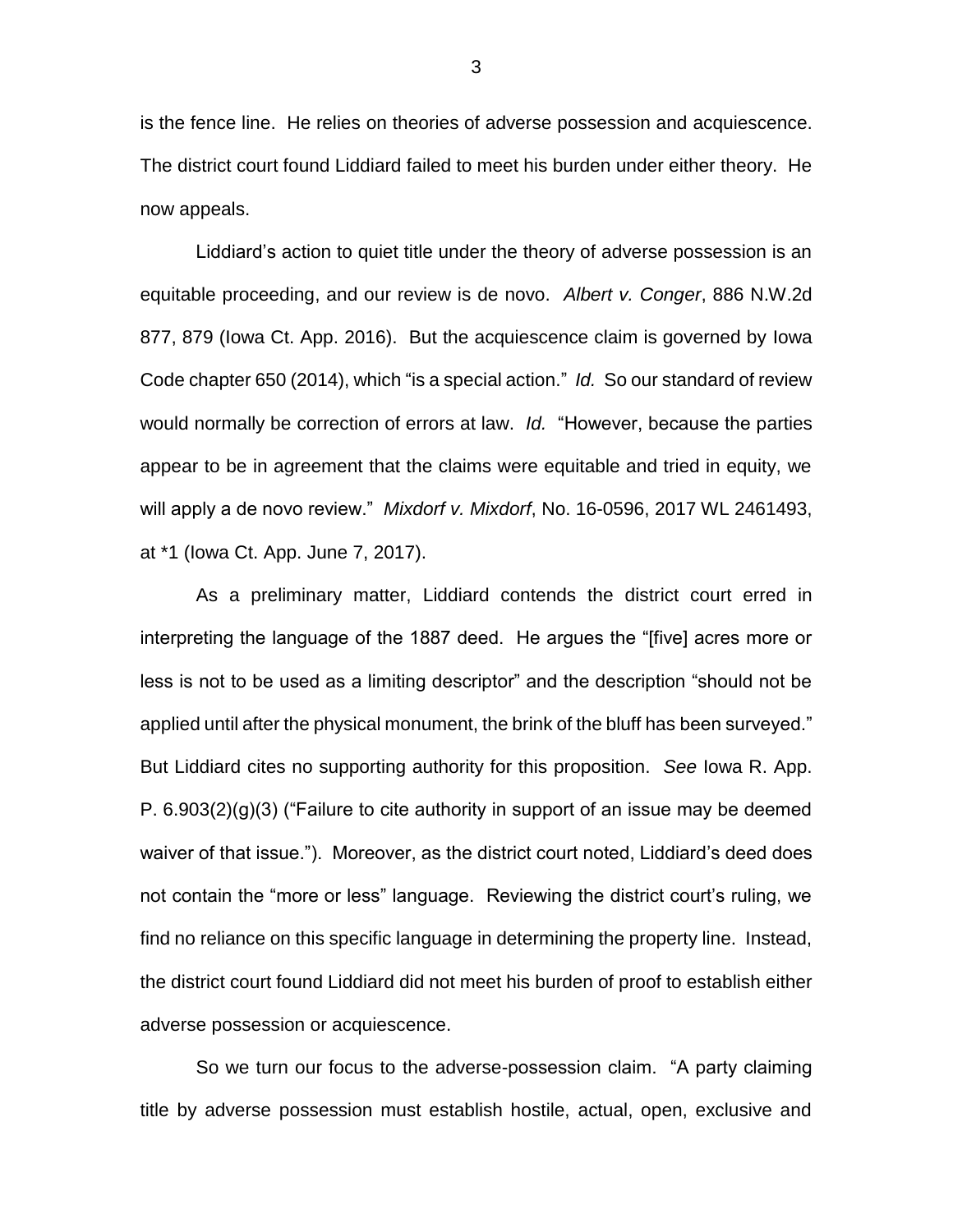is the fence line. He relies on theories of adverse possession and acquiescence. The district court found Liddiard failed to meet his burden under either theory. He now appeals.

Liddiard's action to quiet title under the theory of adverse possession is an equitable proceeding, and our review is de novo. *Albert v. Conger*, 886 N.W.2d 877, 879 (Iowa Ct. App. 2016). But the acquiescence claim is governed by Iowa Code chapter 650 (2014), which "is a special action." *Id.* So our standard of review would normally be correction of errors at law. *Id.* "However, because the parties appear to be in agreement that the claims were equitable and tried in equity, we will apply a de novo review." *Mixdorf v. Mixdorf*, No. 16-0596, 2017 WL 2461493, at *1 (Iowa Ct. App. June 7, 2017).

As a preliminary matter, Liddiard contends the district court erred in interpreting the language of the 1887 deed. He argues the "[five] acres more or less is not to be used as a limiting descriptor" and the description "should not be applied until after the physical monument, the brink of the bluff has been surveyed." But Liddiard cites no supporting authority for this proposition. *See* Iowa R. App. P. 6.903(2)(g)(3) ("Failure to cite authority in support of an issue may be deemed waiver of that issue."). Moreover, as the district court noted, Liddiard's deed does not contain the "more or less" language. Reviewing the district court's ruling, we find no reliance on this specific language in determining the property line. Instead, the district court found Liddiard did not meet his burden of proof to establish either adverse possession or acquiescence.

So we turn our focus to the adverse-possession claim. "A party claiming title by adverse possession must establish hostile, actual, open, exclusive and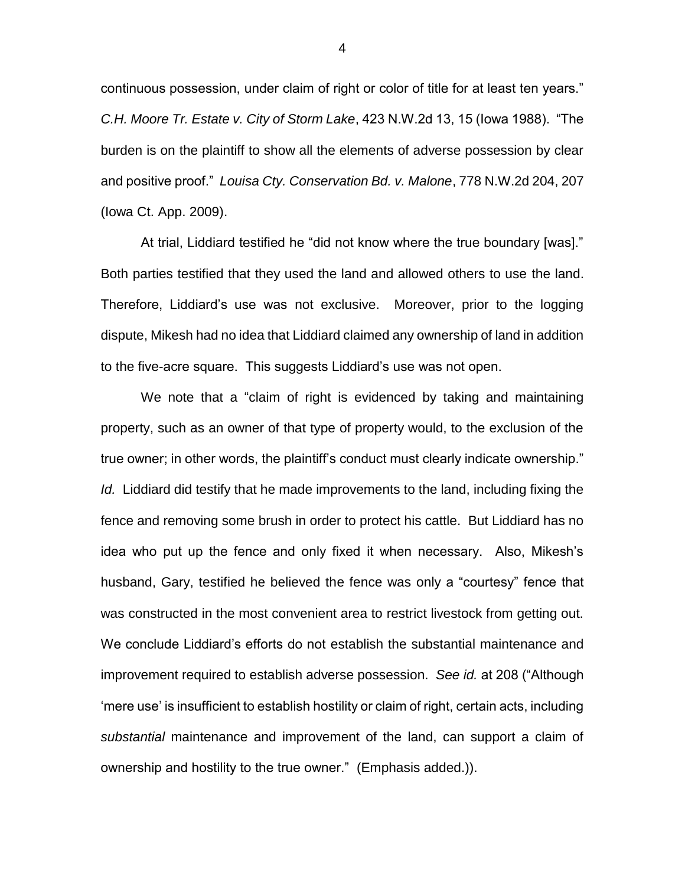continuous possession, under claim of right or color of title for at least ten years." *C.H. Moore Tr. Estate v. City of Storm Lake*, 423 N.W.2d 13, 15 (Iowa 1988). "The burden is on the plaintiff to show all the elements of adverse possession by clear and positive proof." *Louisa Cty. Conservation Bd. v. Malone*, 778 N.W.2d 204, 207 (Iowa Ct. App. 2009).

At trial, Liddiard testified he "did not know where the true boundary [was]." Both parties testified that they used the land and allowed others to use the land. Therefore, Liddiard's use was not exclusive. Moreover, prior to the logging dispute, Mikesh had no idea that Liddiard claimed any ownership of land in addition to the five-acre square. This suggests Liddiard's use was not open.

We note that a "claim of right is evidenced by taking and maintaining property, such as an owner of that type of property would, to the exclusion of the true owner; in other words, the plaintiff's conduct must clearly indicate ownership." *Id.* Liddiard did testify that he made improvements to the land, including fixing the fence and removing some brush in order to protect his cattle. But Liddiard has no idea who put up the fence and only fixed it when necessary. Also, Mikesh's husband, Gary, testified he believed the fence was only a "courtesy" fence that was constructed in the most convenient area to restrict livestock from getting out. We conclude Liddiard's efforts do not establish the substantial maintenance and improvement required to establish adverse possession. *See id.* at 208 ("Although 'mere use' is insufficient to establish hostility or claim of right, certain acts, including *substantial* maintenance and improvement of the land, can support a claim of ownership and hostility to the true owner." (Emphasis added.)).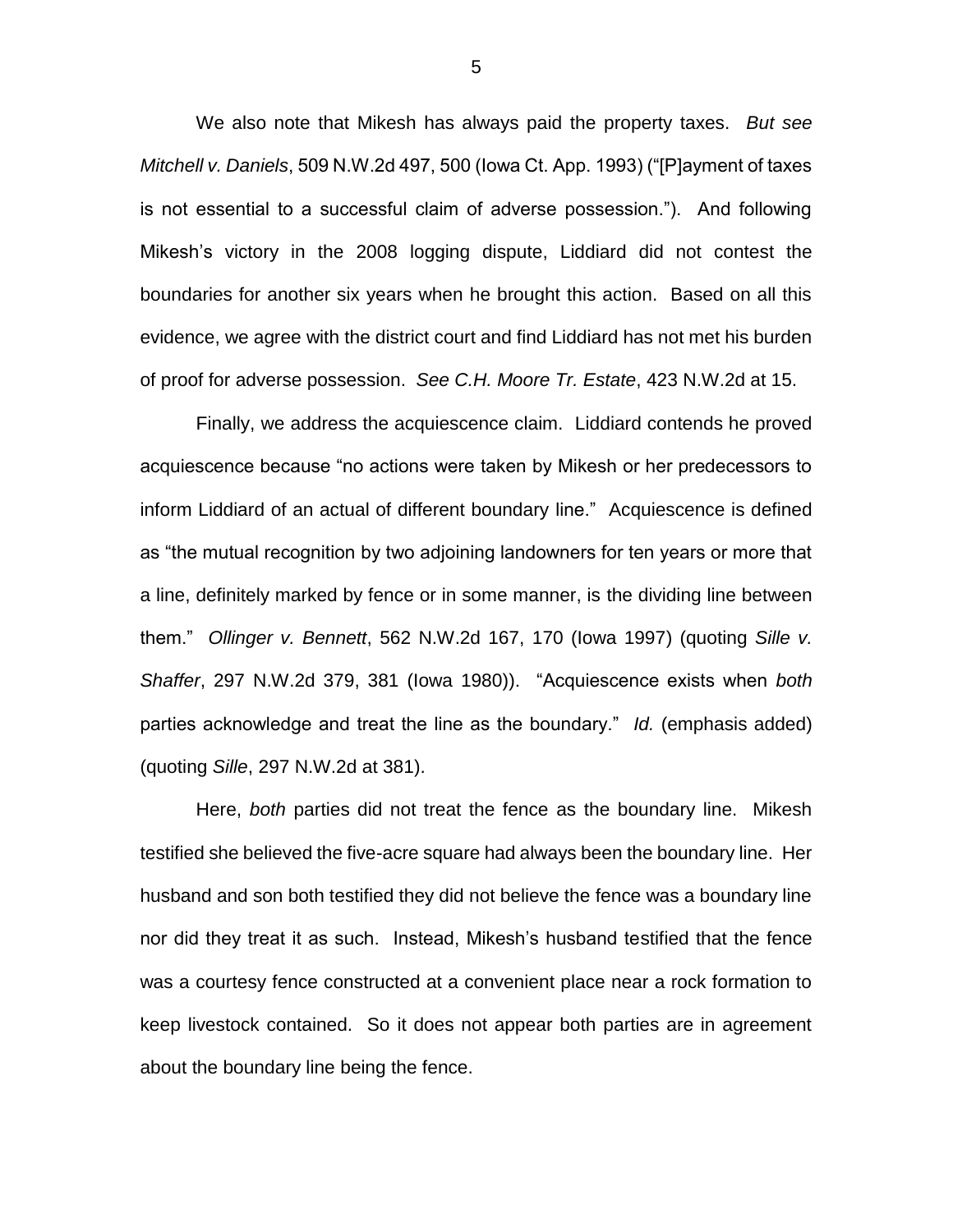We also note that Mikesh has always paid the property taxes. *But see Mitchell v. Daniels*, 509 N.W.2d 497, 500 (Iowa Ct. App. 1993) ("[P]ayment of taxes is not essential to a successful claim of adverse possession."). And following Mikesh's victory in the 2008 logging dispute, Liddiard did not contest the boundaries for another six years when he brought this action. Based on all this evidence, we agree with the district court and find Liddiard has not met his burden of proof for adverse possession. *See C.H. Moore Tr. Estate*, 423 N.W.2d at 15.

Finally, we address the acquiescence claim. Liddiard contends he proved acquiescence because "no actions were taken by Mikesh or her predecessors to inform Liddiard of an actual of different boundary line." Acquiescence is defined as "the mutual recognition by two adjoining landowners for ten years or more that a line, definitely marked by fence or in some manner, is the dividing line between them." *Ollinger v. Bennett*, 562 N.W.2d 167, 170 (Iowa 1997) (quoting *Sille v. Shaffer*, 297 N.W.2d 379, 381 (Iowa 1980)). "Acquiescence exists when *both* parties acknowledge and treat the line as the boundary." *Id.* (emphasis added) (quoting *Sille*, 297 N.W.2d at 381).

Here, *both* parties did not treat the fence as the boundary line. Mikesh testified she believed the five-acre square had always been the boundary line. Her husband and son both testified they did not believe the fence was a boundary line nor did they treat it as such. Instead, Mikesh's husband testified that the fence was a courtesy fence constructed at a convenient place near a rock formation to keep livestock contained. So it does not appear both parties are in agreement about the boundary line being the fence.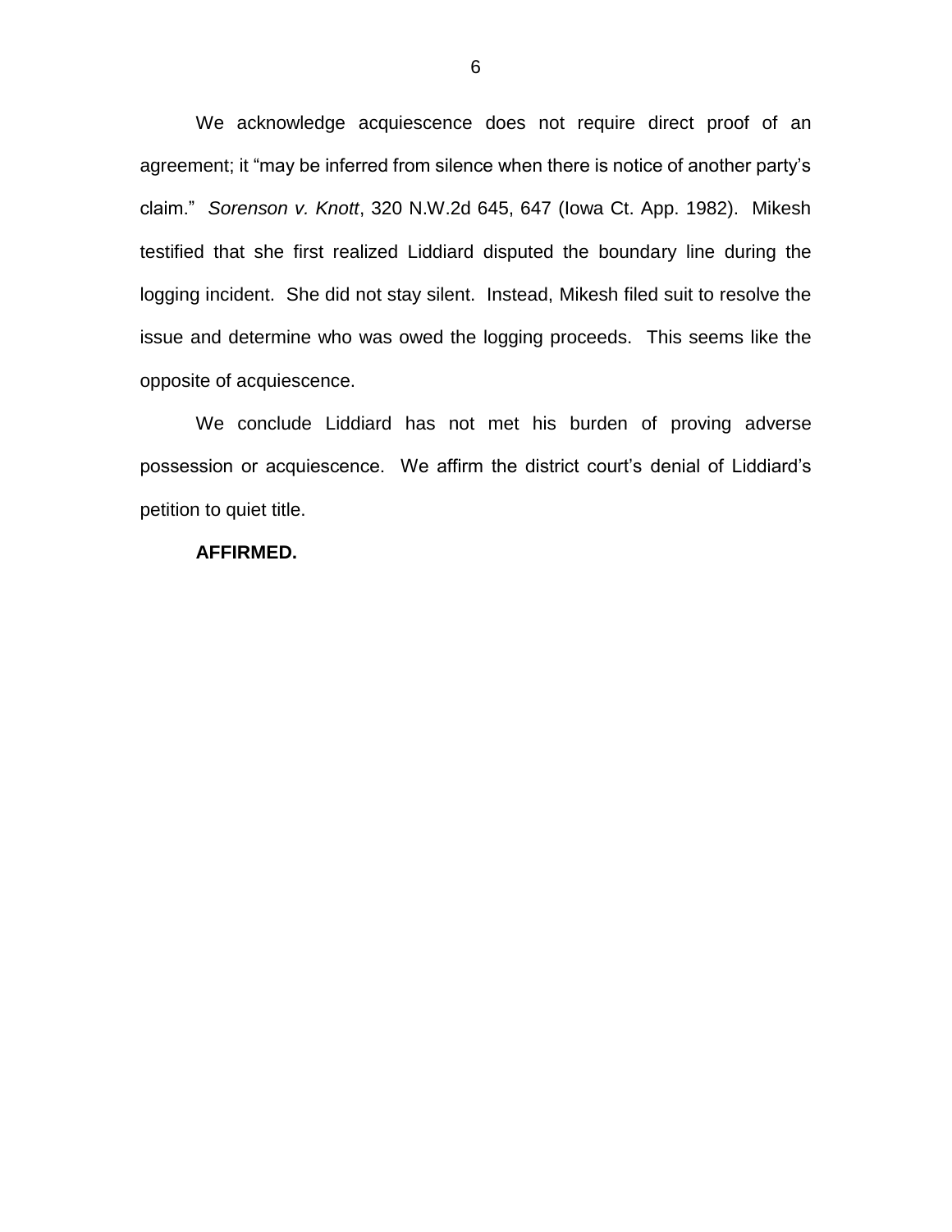We acknowledge acquiescence does not require direct proof of an agreement; it "may be inferred from silence when there is notice of another party's claim." *Sorenson v. Knott*, 320 N.W.2d 645, 647 (Iowa Ct. App. 1982). Mikesh testified that she first realized Liddiard disputed the boundary line during the logging incident. She did not stay silent. Instead, Mikesh filed suit to resolve the issue and determine who was owed the logging proceeds. This seems like the opposite of acquiescence.

We conclude Liddiard has not met his burden of proving adverse possession or acquiescence. We affirm the district court's denial of Liddiard's petition to quiet title.

**AFFIRMED.**